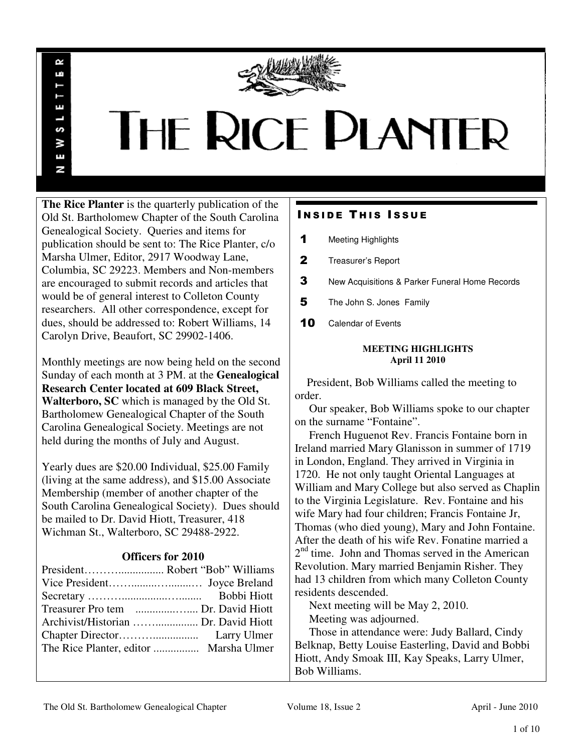# THE RICE PLANTER

NEWSLETTER

**The Rice Planter** is the quarterly publication of the Old St. Bartholomew Chapter of the South Carolina Genealogical Society. Queries and items for publication should be sent to: The Rice Planter, c/o Marsha Ulmer, Editor, 2917 Woodway Lane, Columbia, SC 29223. Members and Non-members are encouraged to submit records and articles that would be of general interest to Colleton County researchers. All other correspondence, except for dues, should be addressed to: Robert Williams, 14 Carolyn Drive, Beaufort, SC 29902-1406.

Monthly meetings are now being held on the second Sunday of each month at 3 PM. at the **Genealogical Research Center located at 609 Black Street, Walterboro, SC** which is managed by the Old St. Bartholomew Genealogical Chapter of the South Carolina Genealogical Society. Meetings are not held during the months of July and August.

Yearly dues are $20.00 Individual, $25.00 Family (living at the same address), and $15.00 Associate Membership (member of another chapter of the South Carolina Genealogical Society). Dues should be mailed to Dr. David Hiott, Treasurer, 418 Wichman St., Walterboro, SC 29488-2922.

**Officers for 2010**

President……….................. Robert "Bob" Williams
Vice President……........…........… Joyce Breland
Secretary ……….................…......... Bobbi Hiott
Treasurer Pro tem ..............….... Dr. David Hiott
Archivist/Historian …….............. Dr. David Hiott
Chapter Director………................ Larry Ulmer
The Rice Planter, editor ................ Marsha Ulmer

## Inside This Issue

1 Meeting Highlights
2 Treasurer's Report
3 New Acquisitions & Parker Funeral Home Records
5 The John S. Jones Family
10 Calendar of Events

### MEETING HIGHLIGHTS
**April 11 2010**

President, Bob Williams called the meeting to order.

Our speaker, Bob Williams spoke to our chapter on the surname "Fontaine".

French Huguenot Rev. Francis Fontaine born in Ireland married Mary Glanisson in summer of 1719 in London, England. They arrived in Virginia in 1720. He not only taught Oriental Languages at William and Mary College but also served as Chaplin to the Virginia Legislature. Rev. Fontaine and his wife Mary had four children; Francis Fontaine Jr, Thomas (who died young), Mary and John Fontaine. After the death of his wife Rev. Fonatine married a 2nd time. John and Thomas served in the American Revolution. Mary married Benjamin Risher. They had 13 children from which many Colleton County residents descended.

Next meeting will be May 2, 2010.

Meeting was adjourned.

Those in attendance were: Judy Ballard, Cindy Belknap, Betty Louise Easterling, David and Bobbi Hiott, Andy Smoak III, Kay Speaks, Larry Ulmer, Bob Williams.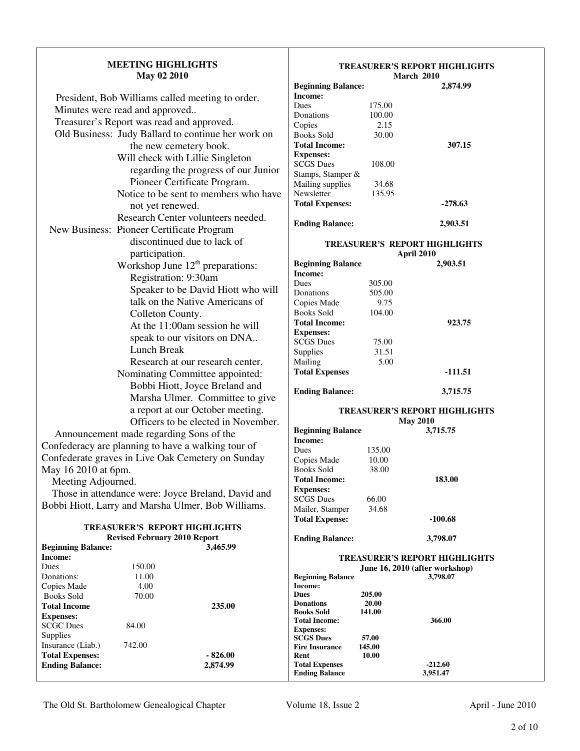## MEETING HIGHLIGHTS
**May 02 2010**

President, Bob Williams called meeting to order.
Minutes were read and approved..
Treasurer's Report was read and approved.
Old Business: Judy Ballard to continue her work on the new cemetery book.
Will check with Lillie Singleton regarding the progress of our Junior Pioneer Certificate Program.
Notice to be sent to members who have not yet renewed.
Research Center volunteers needed.
New Business: Pioneer Certificate Program discontinued due to lack of participation.
Workshop June 12th preparations:
Registration: 9:30am
Speaker to be David Hiott who will talk on the Native Americans of Colleton County.
At the 11:00am session he will speak to our visitors on DNA..
Lunch Break
Research at our research center.
Nominating Committee appointed: Bobbi Hiott, Joyce Breland and Marsha Ulmer. Committee to give a report at our October meeting.
Officers to be elected in November.
Announcement made regarding Sons of the Confederacy are planning to have a walking tour of Confederate graves in Live Oak Cemetery on Sunday May 16 2010 at 6pm.
Meeting Adjourned.
Those in attendance were: Joyce Breland, David and Bobbi Hiott, Larry and Marsha Ulmer, Bob Williams.

### TREASURER'S REPORT HIGHLIGHTS
**Revised February 2010 Report**

| | | |
|---|---|---|
| **Beginning Balance:** | | 3,465.99 |
| **Income:** | | |
| Dues | 150.00 | |
| Donations: | 11.00 | |
| Copies Made | 4.00 | |
| Books Sold | 70.00 | |
| **Total Income** | | 235.00 |
| **Expenses:** | | |
| SCGC Dues | 84.00 | |
| Supplies | | |
| Insurance (Liab.) | 742.00 | |
| **Total Expenses:** | | - 826.00 |
| **Ending Balance:** | | 2,874.99 |

### TREASURER'S REPORT HIGHLIGHTS
**March 2010**

| | | |
|---|---|---|
| **Beginning Balance:** | | 2,874.99 |
| **Income:** | | |
| Dues | 175.00 | |
| Donations | 100.00 | |
| Copies | 2.15 | |
| Books Sold | 30.00 | |
| **Total Income:** | | 307.15 |
| **Expenses:** | | |
| SCGS Dues | 108.00 | |
| Stamps, Stamper & Mailing supplies | 34.68 | |
| Newsletter | 135.95 | |
| **Total Expenses:** | | -278.63 |
| **Ending Balance:** | | 2,903.51 |

### TREASURER'S REPORT HIGHLIGHTS
**April 2010**

| | | |
|---|---|---|
| **Beginning Balance** | | 2,903.51 |
| **Income:** | | |
| Dues | 305.00 | |
| Donations | 505.00 | |
| Copies Made | 9.75 | |
| Books Sold | 104.00 | |
| **Total Income:** | | 923.75 |
| **Expenses:** | | |
| SCGS Dues | 75.00 | |
| Supplies | 31.51 | |
| Mailing | 5.00 | |
| **Total Expenses** | | -111.51 |
| **Ending Balance:** | | 3,715.75 |

### TREASURER'S REPORT HIGHLIGHTS
**May 2010**

| | | |
|---|---|---|
| **Beginning Balance** | | 3,715.75 |
| **Income:** | | |
| Dues | 135.00 | |
| Copies Made | 10.00 | |
| Books Sold | 38.00 | |
| **Total Income:** | | 183.00 |
| **Expenses:** | | |
| SCGS Dues | 66.00 | |
| Mailer, Stamper | 34.68 | |
| **Total Expense:** | | -100.68 |
| **Ending Balance:** | | 3,798.07 |

### TREASURER'S REPORT HIGHLIGHTS
**June 16, 2010 (after workshop)**

| | | |
|---|---|---|
| **Beginning Balance** | | 3,798.07 |
| **Income:** | | |
| **Dues** | 205.00 | |
| **Donations** | 20.00 | |
| **Books Sold** | 141.00 | |
| **Total Income:** | | 366.00 |
| **Expenses:** | | |
| **SCGS Dues** | 57.00 | |
| **Fire Insurance** | 145.00 | |
| **Rent** | 10.00 | |
| **Total Expenses** | | -212.60 |
| **Ending Balance** | | 3,951.47 |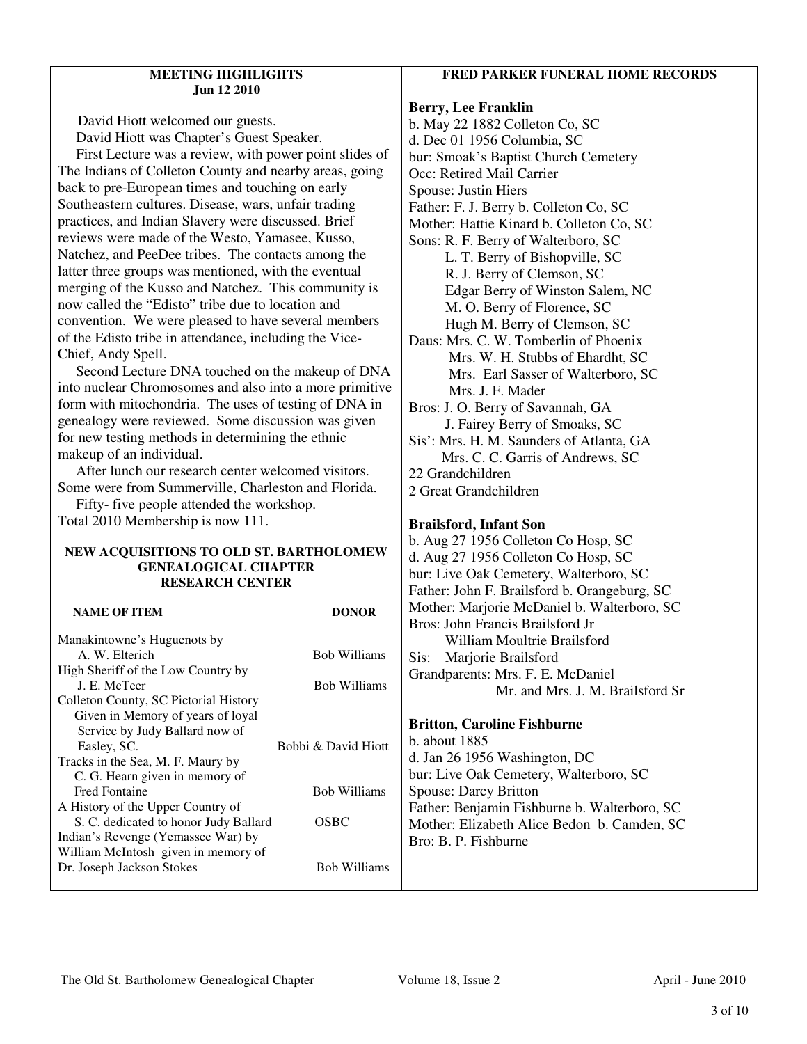## MEETING HIGHLIGHTS
**Jun 12 2010**

David Hiott welcomed our guests.

David Hiott was Chapter's Guest Speaker.

First Lecture was a review, with power point slides of The Indians of Colleton County and nearby areas, going back to pre-European times and touching on early Southeastern cultures. Disease, wars, unfair trading practices, and Indian Slavery were discussed. Brief reviews were made of the Westo, Yamasee, Kusso, Natchez, and PeeDee tribes. The contacts among the latter three groups was mentioned, with the eventual merging of the Kusso and Natchez. This community is now called the "Edisto" tribe due to location and convention. We were pleased to have several members of the Edisto tribe in attendance, including the Vice-Chief, Andy Spell.

Second Lecture DNA touched on the makeup of DNA into nuclear Chromosomes and also into a more primitive form with mitochondria. The uses of testing of DNA in genealogy were reviewed. Some discussion was given for new testing methods in determining the ethnic makeup of an individual.

After lunch our research center welcomed visitors. Some were from Summerville, Charleston and Florida.

Fifty- five people attended the workshop.

Total 2010 Membership is now 111.

## NEW ACQUISITIONS TO OLD ST. BARTHOLOMEW GENEALOGICAL CHAPTER RESEARCH CENTER

| NAME OF ITEM | DONOR |
|---|---|
| Manakintowne's Huguenots by A. W. Elterich | Bob Williams |
| High Sheriff of the Low Country by J. E. McTeer | Bob Williams |
| Colleton County, SC Pictorial History Given in Memory of years of loyal Service by Judy Ballard now of Easley, SC. | Bobbi & David Hiott |
| Tracks in the Sea, M. F. Maury by C. G. Hearn given in memory of Fred Fontaine | Bob Williams |
| A History of the Upper Country of S. C. dedicated to honor Judy Ballard | OSBC |
| Indian's Revenge (Yemassee War) by William McIntosh given in memory of Dr. Joseph Jackson Stokes | Bob Williams |

## FRED PARKER FUNERAL HOME RECORDS

**Berry, Lee Franklin**
b. May 22 1882 Colleton Co, SC
d. Dec 01 1956 Columbia, SC
bur: Smoak's Baptist Church Cemetery
Occ: Retired Mail Carrier
Spouse: Justin Hiers
Father: F. J. Berry b. Colleton Co, SC
Mother: Hattie Kinard b. Colleton Co, SC
Sons: R. F. Berry of Walterboro, SC
L. T. Berry of Bishopville, SC
R. J. Berry of Clemson, SC
Edgar Berry of Winston Salem, NC
M. O. Berry of Florence, SC
Hugh M. Berry of Clemson, SC
Daus: Mrs. C. W. Tomberlin of Phoenix
Mrs. W. H. Stubbs of Ehardht, SC
Mrs. Earl Sasser of Walterboro, SC
Mrs. J. F. Mader
Bros: J. O. Berry of Savannah, GA
J. Fairey Berry of Smoaks, SC
Sis': Mrs. H. M. Saunders of Atlanta, GA
Mrs. C. C. Garris of Andrews, SC
22 Grandchildren
2 Great Grandchildren

**Brailsford, Infant Son**
b. Aug 27 1956 Colleton Co Hosp, SC
d. Aug 27 1956 Colleton Co Hosp, SC
bur: Live Oak Cemetery, Walterboro, SC
Father: John F. Brailsford b. Orangeburg, SC
Mother: Marjorie McDaniel b. Walterboro, SC
Bros: John Francis Brailsford Jr
William Moultrie Brailsford
Sis: Marjorie Brailsford
Grandparents: Mrs. F. E. McDaniel
Mr. and Mrs. J. M. Brailsford Sr

**Britton, Caroline Fishburne**
b. about 1885
d. Jan 26 1956 Washington, DC
bur: Live Oak Cemetery, Walterboro, SC
Spouse: Darcy Britton
Father: Benjamin Fishburne b. Walterboro, SC
Mother: Elizabeth Alice Bedon b. Camden, SC
Bro: B. P. Fishburne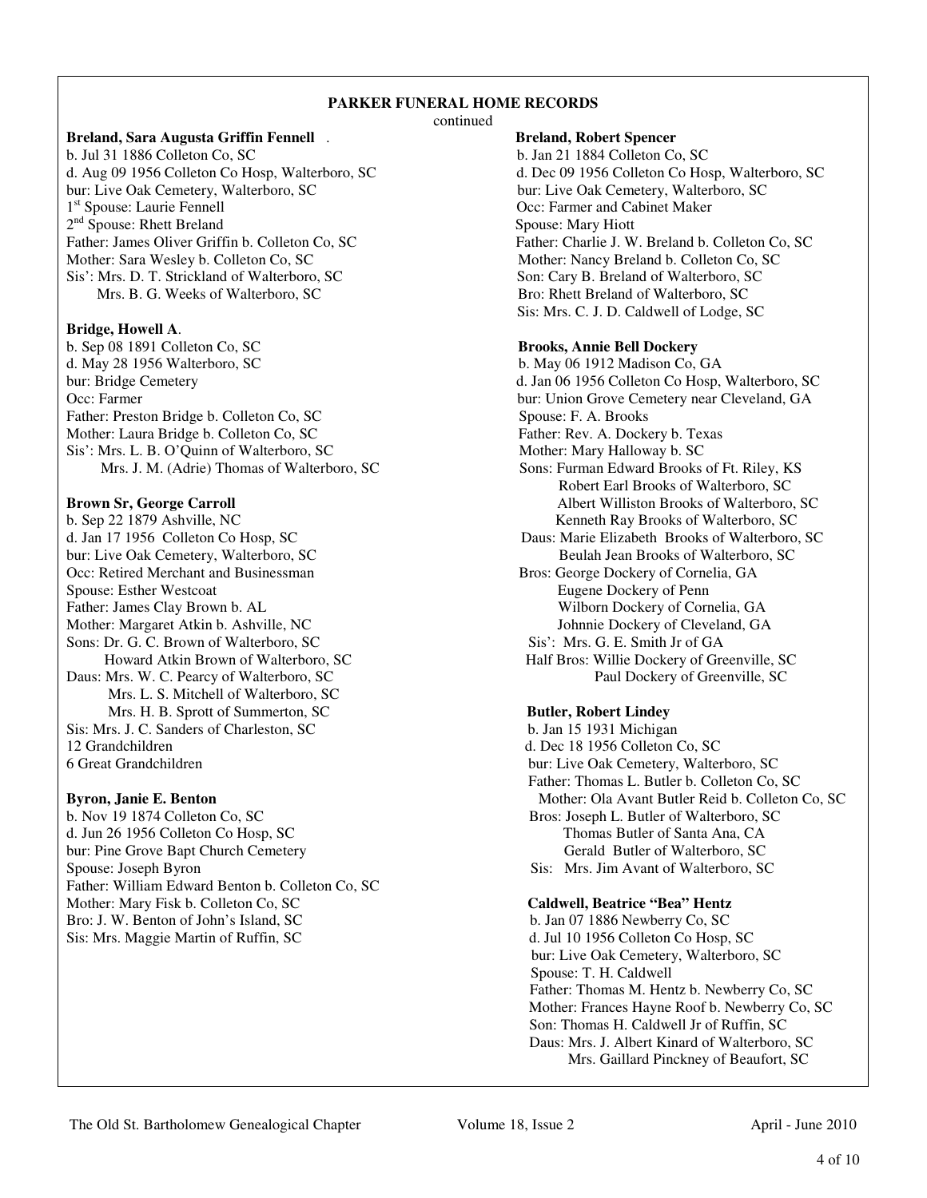## PARKER FUNERAL HOME RECORDS

continued

**Breland, Sara Augusta Griffin Fennell** .
b. Jul 31 1886 Colleton Co, SC
d. Aug 09 1956 Colleton Co Hosp, Walterboro, SC
bur: Live Oak Cemetery, Walterboro, SC
1st Spouse: Laurie Fennell
2nd Spouse: Rhett Breland
Father: James Oliver Griffin b. Colleton Co, SC
Mother: Sara Wesley b. Colleton Co, SC
Sis': Mrs. D. T. Strickland of Walterboro, SC
Mrs. B. G. Weeks of Walterboro, SC

**Bridge, Howell A**.
b. Sep 08 1891 Colleton Co, SC
d. May 28 1956 Walterboro, SC
bur: Bridge Cemetery
Occ: Farmer
Father: Preston Bridge b. Colleton Co, SC
Mother: Laura Bridge b. Colleton Co, SC
Sis': Mrs. L. B. O'Quinn of Walterboro, SC
Mrs. J. M. (Adrie) Thomas of Walterboro, SC

**Brown Sr, George Carroll**
b. Sep 22 1879 Ashville, NC
d. Jan 17 1956 Colleton Co Hosp, SC
bur: Live Oak Cemetery, Walterboro, SC
Occ: Retired Merchant and Businessman
Spouse: Esther Westcoat
Father: James Clay Brown b. AL
Mother: Margaret Atkin b. Ashville, NC
Sons: Dr. G. C. Brown of Walterboro, SC
Howard Atkin Brown of Walterboro, SC
Daus: Mrs. W. C. Pearcy of Walterboro, SC
Mrs. L. S. Mitchell of Walterboro, SC
Mrs. H. B. Sprott of Summerton, SC
Sis: Mrs. J. C. Sanders of Charleston, SC
12 Grandchildren
6 Great Grandchildren

**Byron, Janie E. Benton**
b. Nov 19 1874 Colleton Co, SC
d. Jun 26 1956 Colleton Co Hosp, SC
bur: Pine Grove Bapt Church Cemetery
Spouse: Joseph Byron
Father: William Edward Benton b. Colleton Co, SC
Mother: Mary Fisk b. Colleton Co, SC
Bro: J. W. Benton of John's Island, SC
Sis: Mrs. Maggie Martin of Ruffin, SC

**Breland, Robert Spencer**
b. Jan 21 1884 Colleton Co, SC
d. Dec 09 1956 Colleton Co Hosp, Walterboro, SC
bur: Live Oak Cemetery, Walterboro, SC
Occ: Farmer and Cabinet Maker
Spouse: Mary Hiott
Father: Charlie J. W. Breland b. Colleton Co, SC
Mother: Nancy Breland b. Colleton Co, SC
Son: Cary B. Breland of Walterboro, SC
Bro: Rhett Breland of Walterboro, SC
Sis: Mrs. C. J. D. Caldwell of Lodge, SC

**Brooks, Annie Bell Dockery**
b. May 06 1912 Madison Co, GA
d. Jan 06 1956 Colleton Co Hosp, Walterboro, SC
bur: Union Grove Cemetery near Cleveland, GA
Spouse: F. A. Brooks
Father: Rev. A. Dockery b. Texas
Mother: Mary Halloway b. SC
Sons: Furman Edward Brooks of Ft. Riley, KS
Robert Earl Brooks of Walterboro, SC
Albert Williston Brooks of Walterboro, SC
Kenneth Ray Brooks of Walterboro, SC
Daus: Marie Elizabeth Brooks of Walterboro, SC
Beulah Jean Brooks of Walterboro, SC
Bros: George Dockery of Cornelia, GA
Eugene Dockery of Penn
Wilborn Dockery of Cornelia, GA
Johnnie Dockery of Cleveland, GA
Sis': Mrs. G. E. Smith Jr of GA
Half Bros: Willie Dockery of Greenville, SC
Paul Dockery of Greenville, SC

**Butler, Robert Lindey**
b. Jan 15 1931 Michigan
d. Dec 18 1956 Colleton Co, SC
bur: Live Oak Cemetery, Walterboro, SC
Father: Thomas L. Butler b. Colleton Co, SC
Mother: Ola Avant Butler Reid b. Colleton Co, SC
Bros: Joseph L. Butler of Walterboro, SC
Thomas Butler of Santa Ana, CA
Gerald Butler of Walterboro, SC
Sis: Mrs. Jim Avant of Walterboro, SC

**Caldwell, Beatrice "Bea" Hentz**
b. Jan 07 1886 Newberry Co, SC
d. Jul 10 1956 Colleton Co Hosp, SC
bur: Live Oak Cemetery, Walterboro, SC
Spouse: T. H. Caldwell
Father: Thomas M. Hentz b. Newberry Co, SC
Mother: Frances Hayne Roof b. Newberry Co, SC
Son: Thomas H. Caldwell Jr of Ruffin, SC
Daus: Mrs. J. Albert Kinard of Walterboro, SC
Mrs. Gaillard Pinckney of Beaufort, SC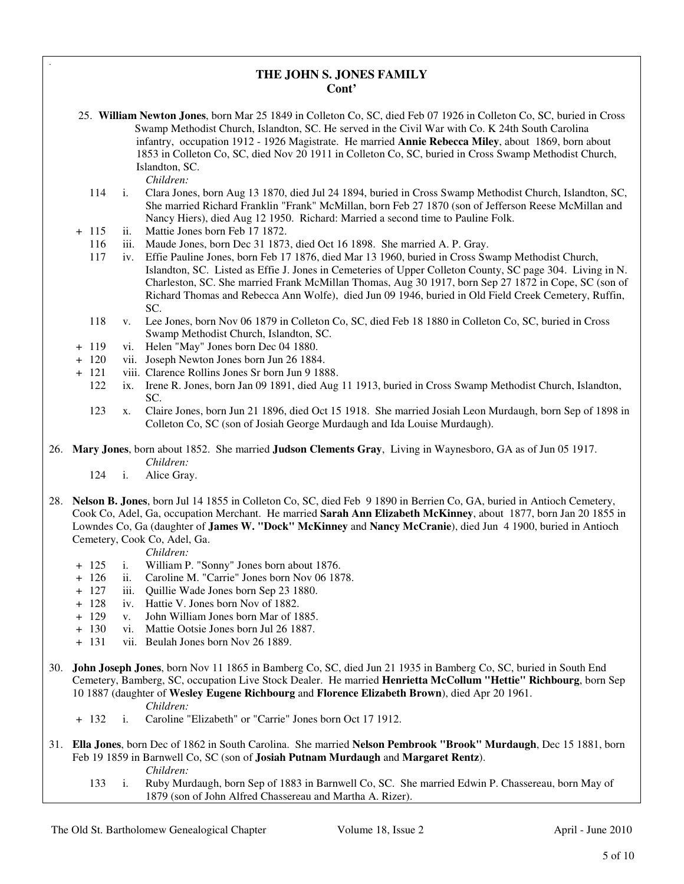## THE JOHN S. JONES FAMILY
### Cont'

25. **William Newton Jones**, born Mar 25 1849 in Colleton Co, SC, died Feb 07 1926 in Colleton Co, SC, buried in Cross Swamp Methodist Church, Islandton, SC. He served in the Civil War with Co. K 24th South Carolina infantry, occupation 1912 - 1926 Magistrate. He married **Annie Rebecca Miley**, about 1869, born about 1853 in Colleton Co, SC, died Nov 20 1911 in Colleton Co, SC, buried in Cross Swamp Methodist Church, Islandton, SC.

   *Children:*

   - 114 i. Clara Jones, born Aug 13 1870, died Jul 24 1894, buried in Cross Swamp Methodist Church, Islandton, SC, She married Richard Franklin "Frank" McMillan, born Feb 27 1870 (son of Jefferson Reese McMillan and Nancy Hiers), died Aug 12 1950. Richard: Married a second time to Pauline Folk.
   - + 115 ii. Mattie Jones born Feb 17 1872.
   - 116 iii. Maude Jones, born Dec 31 1873, died Oct 16 1898. She married A. P. Gray.
   - 117 iv. Effie Pauline Jones, born Feb 17 1876, died Mar 13 1960, buried in Cross Swamp Methodist Church, Islandton, SC. Listed as Effie J. Jones in Cemeteries of Upper Colleton County, SC page 304. Living in N. Charleston, SC. She married Frank McMillan Thomas, Aug 30 1917, born Sep 27 1872 in Cope, SC (son of Richard Thomas and Rebecca Ann Wolfe), died Jun 09 1946, buried in Old Field Creek Cemetery, Ruffin, SC.
   - 118 v. Lee Jones, born Nov 06 1879 in Colleton Co, SC, died Feb 18 1880 in Colleton Co, SC, buried in Cross Swamp Methodist Church, Islandton, SC.
   - + 119 vi. Helen "May" Jones born Dec 04 1880.
   - + 120 vii. Joseph Newton Jones born Jun 26 1884.
   - + 121 viii. Clarence Rollins Jones Sr born Jun 9 1888.
   - 122 ix. Irene R. Jones, born Jan 09 1891, died Aug 11 1913, buried in Cross Swamp Methodist Church, Islandton, SC.
   - 123 x. Claire Jones, born Jun 21 1896, died Oct 15 1918. She married Josiah Leon Murdaugh, born Sep of 1898 in Colleton Co, SC (son of Josiah George Murdaugh and Ida Louise Murdaugh).

26. **Mary Jones**, born about 1852. She married **Judson Clements Gray**, Living in Waynesboro, GA as of Jun 05 1917.

   *Children:*

   - 124 i. Alice Gray.

28. **Nelson B. Jones**, born Jul 14 1855 in Colleton Co, SC, died Feb 9 1890 in Berrien Co, GA, buried in Antioch Cemetery, Cook Co, Adel, Ga, occupation Merchant. He married **Sarah Ann Elizabeth McKinney**, about 1877, born Jan 20 1855 in Lowndes Co, Ga (daughter of **James W. "Dock" McKinney** and **Nancy McCranie**), died Jun 4 1900, buried in Antioch Cemetery, Cook Co, Adel, Ga.

   *Children:*

   - + 125 i. William P. "Sonny" Jones born about 1876.
   - + 126 ii. Caroline M. "Carrie" Jones born Nov 06 1878.
   - + 127 iii. Quillie Wade Jones born Sep 23 1880.
   - + 128 iv. Hattie V. Jones born Nov of 1882.
   - + 129 v. John William Jones born Mar of 1885.
   - + 130 vi. Mattie Ootsie Jones born Jul 26 1887.
   - + 131 vii. Beulah Jones born Nov 26 1889.

30. **John Joseph Jones**, born Nov 11 1865 in Bamberg Co, SC, died Jun 21 1935 in Bamberg Co, SC, buried in South End Cemetery, Bamberg, SC, occupation Live Stock Dealer. He married **Henrietta McCollum "Hettie" Richbourg**, born Sep 10 1887 (daughter of **Wesley Eugene Richbourg** and **Florence Elizabeth Brown**), died Apr 20 1961.

   *Children:*

   - + 132 i. Caroline "Elizabeth" or "Carrie" Jones born Oct 17 1912.

31. **Ella Jones**, born Dec of 1862 in South Carolina. She married **Nelson Pembrook "Brook" Murdaugh**, Dec 15 1881, born Feb 19 1859 in Barnwell Co, SC (son of **Josiah Putnam Murdaugh** and **Margaret Rentz**).

   *Children:*

   - 133 i. Ruby Murdaugh, born Sep of 1883 in Barnwell Co, SC. She married Edwin P. Chassereau, born May of 1879 (son of John Alfred Chassereau and Martha A. Rizer).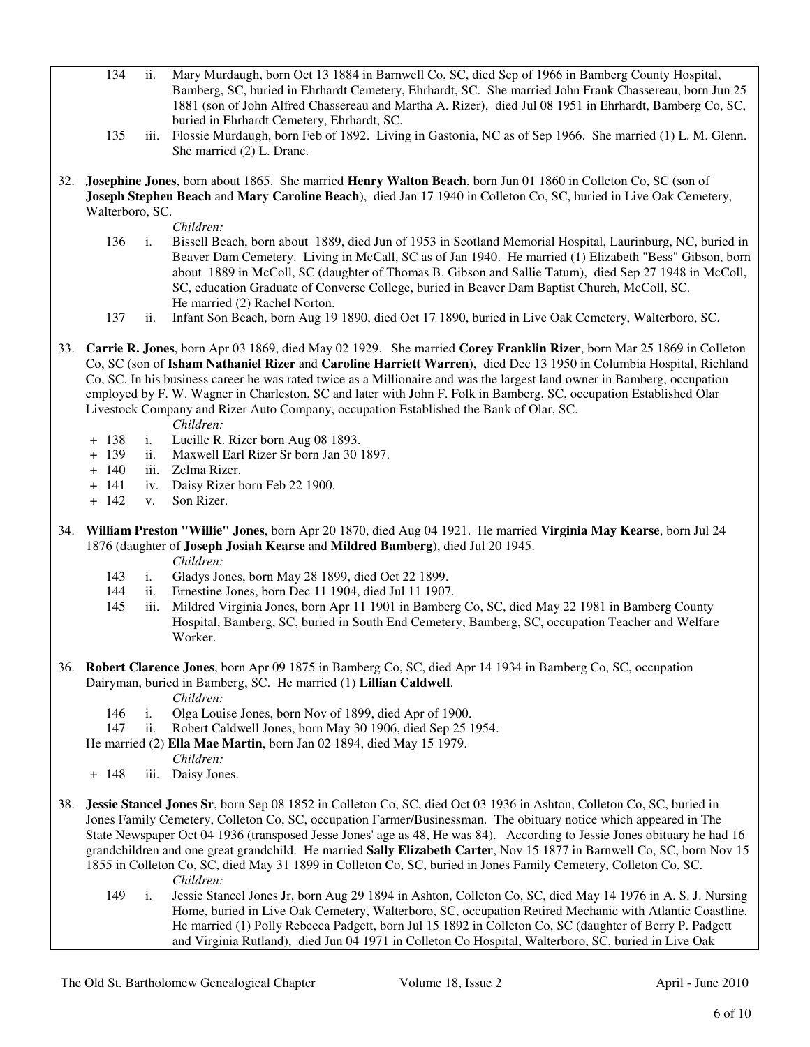134 ii. Mary Murdaugh, born Oct 13 1884 in Barnwell Co, SC, died Sep of 1966 in Bamberg County Hospital, Bamberg, SC, buried in Ehrhardt Cemetery, Ehrhardt, SC. She married John Frank Chassereau, born Jun 25 1881 (son of John Alfred Chassereau and Martha A. Rizer), died Jul 08 1951 in Ehrhardt, Bamberg Co, SC, buried in Ehrhardt Cemetery, Ehrhardt, SC.

135 iii. Flossie Murdaugh, born Feb of 1892. Living in Gastonia, NC as of Sep 1966. She married (1) L. M. Glenn. She married (2) L. Drane.

32. **Josephine Jones**, born about 1865. She married **Henry Walton Beach**, born Jun 01 1860 in Colleton Co, SC (son of **Joseph Stephen Beach** and **Mary Caroline Beach**), died Jan 17 1940 in Colleton Co, SC, buried in Live Oak Cemetery, Walterboro, SC.

*Children:*

136 i. Bissell Beach, born about 1889, died Jun of 1953 in Scotland Memorial Hospital, Laurinburg, NC, buried in Beaver Dam Cemetery. Living in McCall, SC as of Jan 1940. He married (1) Elizabeth "Bess" Gibson, born about 1889 in McColl, SC (daughter of Thomas B. Gibson and Sallie Tatum), died Sep 27 1948 in McColl, SC, education Graduate of Converse College, buried in Beaver Dam Baptist Church, McColl, SC.
He married (2) Rachel Norton.

137 ii. Infant Son Beach, born Aug 19 1890, died Oct 17 1890, buried in Live Oak Cemetery, Walterboro, SC.

33. **Carrie R. Jones**, born Apr 03 1869, died May 02 1929. She married **Corey Franklin Rizer**, born Mar 25 1869 in Colleton Co, SC (son of **Isham Nathaniel Rizer** and **Caroline Harriett Warren**), died Dec 13 1950 in Columbia Hospital, Richland Co, SC. In his business career he was rated twice as a Millionaire and was the largest land owner in Bamberg, occupation employed by F. W. Wagner in Charleston, SC and later with John F. Folk in Bamberg, SC, occupation Established Olar Livestock Company and Rizer Auto Company, occupation Established the Bank of Olar, SC.

*Children:*

+ 138 i. Lucille R. Rizer born Aug 08 1893.
+ 139 ii. Maxwell Earl Rizer Sr born Jan 30 1897.
+ 140 iii. Zelma Rizer.
+ 141 iv. Daisy Rizer born Feb 22 1900.
+ 142 v. Son Rizer.

34. **William Preston "Willie" Jones**, born Apr 20 1870, died Aug 04 1921. He married **Virginia May Kearse**, born Jul 24 1876 (daughter of **Joseph Josiah Kearse** and **Mildred Bamberg**), died Jul 20 1945.

*Children:*

143 i. Gladys Jones, born May 28 1899, died Oct 22 1899.
144 ii. Ernestine Jones, born Dec 11 1904, died Jul 11 1907.
145 iii. Mildred Virginia Jones, born Apr 11 1901 in Bamberg Co, SC, died May 22 1981 in Bamberg County Hospital, Bamberg, SC, buried in South End Cemetery, Bamberg, SC, occupation Teacher and Welfare Worker.

36. **Robert Clarence Jones**, born Apr 09 1875 in Bamberg Co, SC, died Apr 14 1934 in Bamberg Co, SC, occupation Dairyman, buried in Bamberg, SC. He married (1) **Lillian Caldwell**.

*Children:*

146 i. Olga Louise Jones, born Nov of 1899, died Apr of 1900.
147 ii. Robert Caldwell Jones, born May 30 1906, died Sep 25 1954.

He married (2) **Ella Mae Martin**, born Jan 02 1894, died May 15 1979.

*Children:*

+ 148 iii. Daisy Jones.

38. **Jessie Stancel Jones Sr**, born Sep 08 1852 in Colleton Co, SC, died Oct 03 1936 in Ashton, Colleton Co, SC, buried in Jones Family Cemetery, Colleton Co, SC, occupation Farmer/Businessman. The obituary notice which appeared in The State Newspaper Oct 04 1936 (transposed Jesse Jones' age as 48, He was 84). According to Jessie Jones obituary he had 16 grandchildren and one great grandchild. He married **Sally Elizabeth Carter**, Nov 15 1877 in Barnwell Co, SC, born Nov 15 1855 in Colleton Co, SC, died May 31 1899 in Colleton Co, SC, buried in Jones Family Cemetery, Colleton Co, SC.

*Children:*

149 i. Jessie Stancel Jones Jr, born Aug 29 1894 in Ashton, Colleton Co, SC, died May 14 1976 in A. S. J. Nursing Home, buried in Live Oak Cemetery, Walterboro, SC, occupation Retired Mechanic with Atlantic Coastline. He married (1) Polly Rebecca Padgett, born Jul 15 1892 in Colleton Co, SC (daughter of Berry P. Padgett and Virginia Rutland), died Jun 04 1971 in Colleton Co Hospital, Walterboro, SC, buried in Live Oak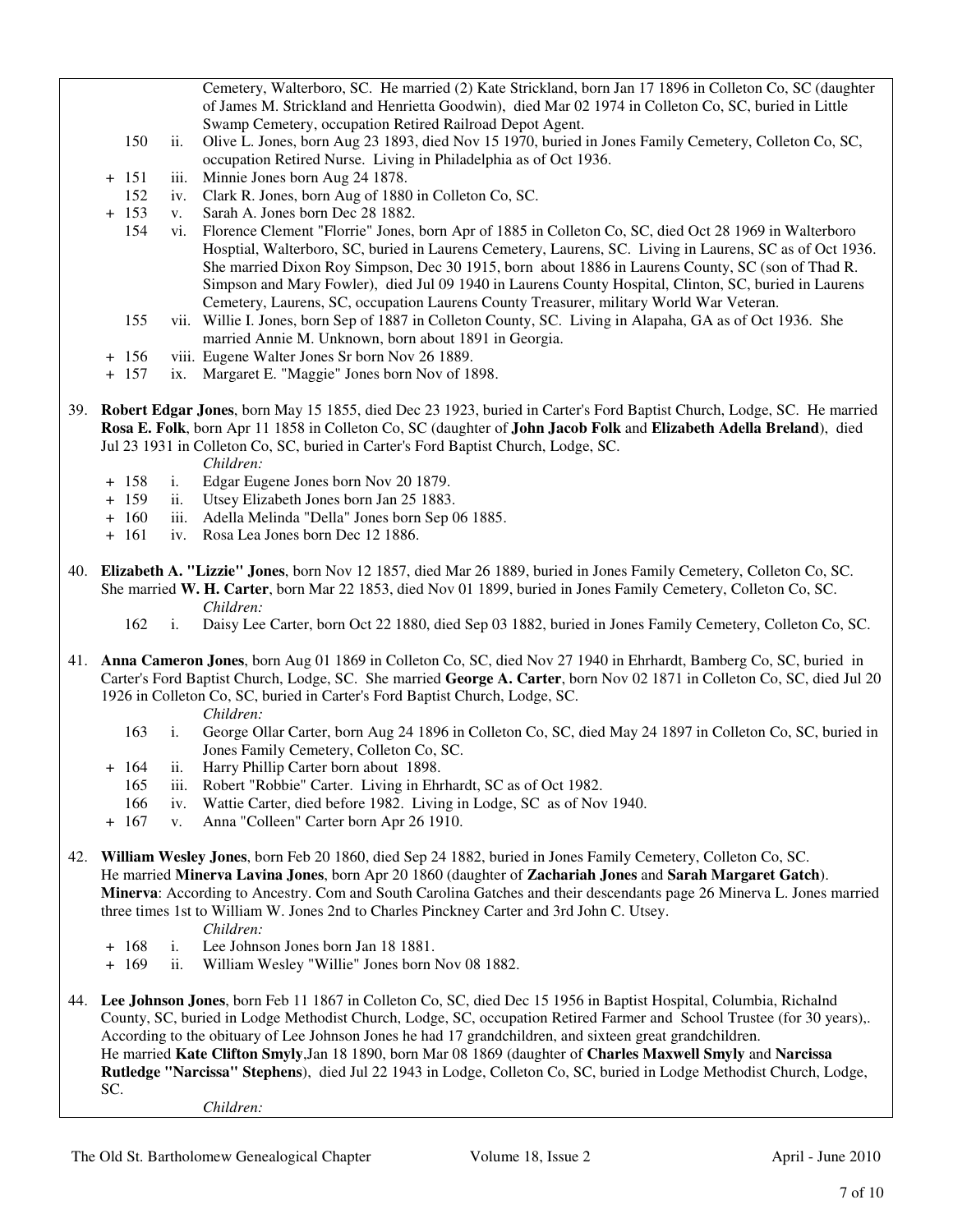Cemetery, Walterboro, SC. He married (2) Kate Strickland, born Jan 17 1896 in Colleton Co, SC (daughter of James M. Strickland and Henrietta Goodwin), died Mar 02 1974 in Colleton Co, SC, buried in Little Swamp Cemetery, occupation Retired Railroad Depot Agent.

- 150 ii. Olive L. Jones, born Aug 23 1893, died Nov 15 1970, buried in Jones Family Cemetery, Colleton Co, SC, occupation Retired Nurse. Living in Philadelphia as of Oct 1936.
- \+ 151 iii. Minnie Jones born Aug 24 1878.
- 152 iv. Clark R. Jones, born Aug of 1880 in Colleton Co, SC.
- \+ 153 v. Sarah A. Jones born Dec 28 1882.
- 154 vi. Florence Clement "Florrie" Jones, born Apr of 1885 in Colleton Co, SC, died Oct 28 1969 in Walterboro Hosptial, Walterboro, SC, buried in Laurens Cemetery, Laurens, SC. Living in Laurens, SC as of Oct 1936. She married Dixon Roy Simpson, Dec 30 1915, born about 1886 in Laurens County, SC (son of Thad R. Simpson and Mary Fowler), died Jul 09 1940 in Laurens County Hospital, Clinton, SC, buried in Laurens Cemetery, Laurens, SC, occupation Laurens County Treasurer, military World War Veteran.
- 155 vii. Willie I. Jones, born Sep of 1887 in Colleton County, SC. Living in Alapaha, GA as of Oct 1936. She married Annie M. Unknown, born about 1891 in Georgia.
- \+ 156 viii. Eugene Walter Jones Sr born Nov 26 1889.
- \+ 157 ix. Margaret E. "Maggie" Jones born Nov of 1898.

39. **Robert Edgar Jones**, born May 15 1855, died Dec 23 1923, buried in Carter's Ford Baptist Church, Lodge, SC. He married **Rosa E. Folk**, born Apr 11 1858 in Colleton Co, SC (daughter of **John Jacob Folk** and **Elizabeth Adella Breland**), died Jul 23 1931 in Colleton Co, SC, buried in Carter's Ford Baptist Church, Lodge, SC.

*Children:*

- \+ 158 i. Edgar Eugene Jones born Nov 20 1879.
- \+ 159 ii. Utsey Elizabeth Jones born Jan 25 1883.
- \+ 160 iii. Adella Melinda "Della" Jones born Sep 06 1885.
- \+ 161 iv. Rosa Lea Jones born Dec 12 1886.

40. **Elizabeth A. "Lizzie" Jones**, born Nov 12 1857, died Mar 26 1889, buried in Jones Family Cemetery, Colleton Co, SC. She married **W. H. Carter**, born Mar 22 1853, died Nov 01 1899, buried in Jones Family Cemetery, Colleton Co, SC.

*Children:*

- 162 i. Daisy Lee Carter, born Oct 22 1880, died Sep 03 1882, buried in Jones Family Cemetery, Colleton Co, SC.

41. **Anna Cameron Jones**, born Aug 01 1869 in Colleton Co, SC, died Nov 27 1940 in Ehrhardt, Bamberg Co, SC, buried in Carter's Ford Baptist Church, Lodge, SC. She married **George A. Carter**, born Nov 02 1871 in Colleton Co, SC, died Jul 20 1926 in Colleton Co, SC, buried in Carter's Ford Baptist Church, Lodge, SC.

*Children:*

- 163 i. George Ollar Carter, born Aug 24 1896 in Colleton Co, SC, died May 24 1897 in Colleton Co, SC, buried in Jones Family Cemetery, Colleton Co, SC.
- \+ 164 ii. Harry Phillip Carter born about 1898.
- 165 iii. Robert "Robbie" Carter. Living in Ehrhardt, SC as of Oct 1982.
- 166 iv. Wattie Carter, died before 1982. Living in Lodge, SC as of Nov 1940.
- \+ 167 v. Anna "Colleen" Carter born Apr 26 1910.

42. **William Wesley Jones**, born Feb 20 1860, died Sep 24 1882, buried in Jones Family Cemetery, Colleton Co, SC. He married **Minerva Lavina Jones**, born Apr 20 1860 (daughter of **Zachariah Jones** and **Sarah Margaret Gatch**). **Minerva**: According to Ancestry. Com and South Carolina Gatches and their descendants page 26 Minerva L. Jones married three times 1st to William W. Jones 2nd to Charles Pinckney Carter and 3rd John C. Utsey.

*Children:*

- \+ 168 i. Lee Johnson Jones born Jan 18 1881.
- \+ 169 ii. William Wesley "Willie" Jones born Nov 08 1882.

44. **Lee Johnson Jones**, born Feb 11 1867 in Colleton Co, SC, died Dec 15 1956 in Baptist Hospital, Columbia, Richalnd County, SC, buried in Lodge Methodist Church, Lodge, SC, occupation Retired Farmer and School Trustee (for 30 years),. According to the obituary of Lee Johnson Jones he had 17 grandchildren, and sixteen great grandchildren. He married **Kate Clifton Smyly**,Jan 18 1890, born Mar 08 1869 (daughter of **Charles Maxwell Smyly** and **Narcissa Rutledge "Narcissa" Stephens**), died Jul 22 1943 in Lodge, Colleton Co, SC, buried in Lodge Methodist Church, Lodge, SC.

*Children:*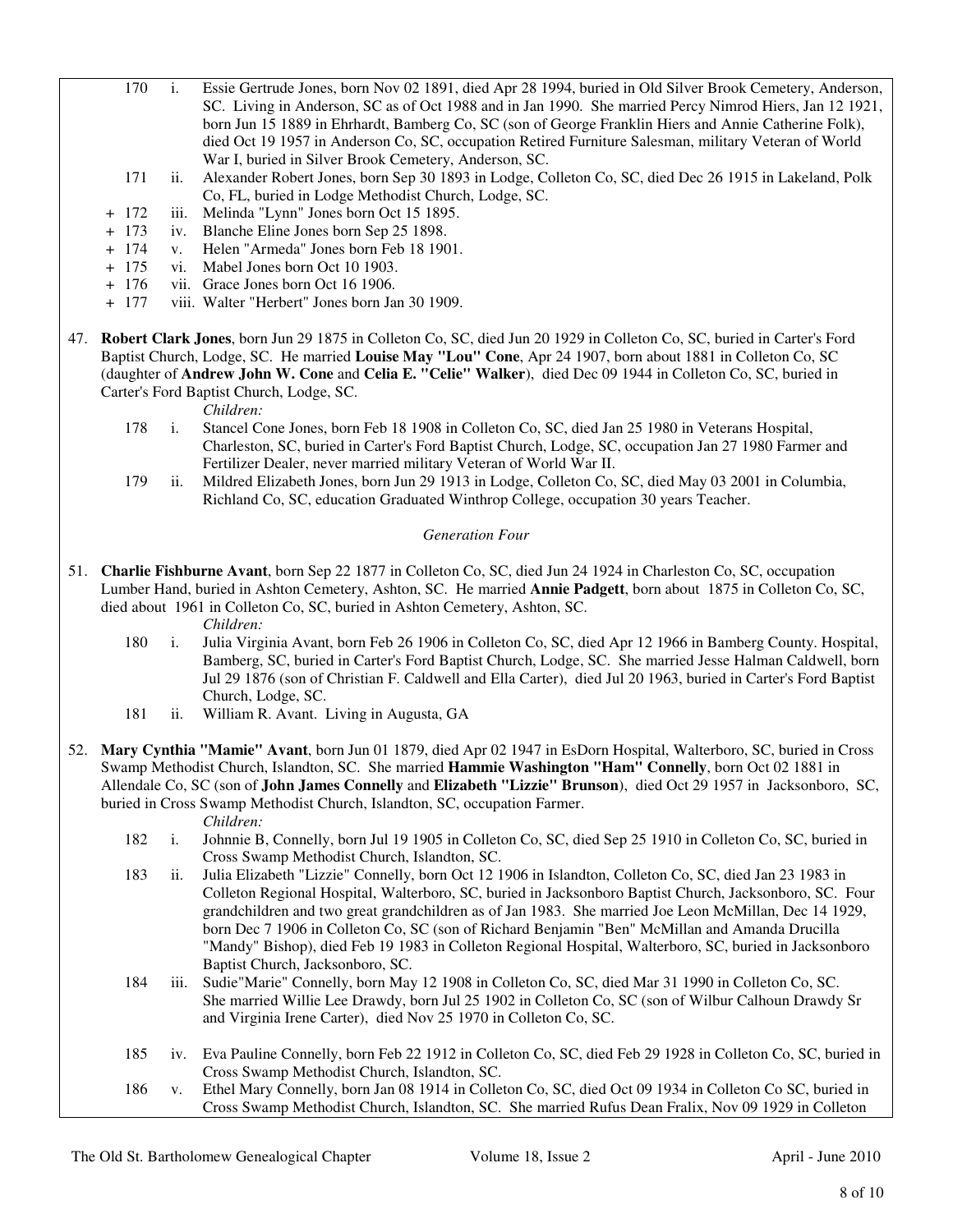170 i. Essie Gertrude Jones, born Nov 02 1891, died Apr 28 1994, buried in Old Silver Brook Cemetery, Anderson, SC. Living in Anderson, SC as of Oct 1988 and in Jan 1990. She married Percy Nimrod Hiers, Jan 12 1921, born Jun 15 1889 in Ehrhardt, Bamberg Co, SC (son of George Franklin Hiers and Annie Catherine Folk), died Oct 19 1957 in Anderson Co, SC, occupation Retired Furniture Salesman, military Veteran of World War I, buried in Silver Brook Cemetery, Anderson, SC.

171 ii. Alexander Robert Jones, born Sep 30 1893 in Lodge, Colleton Co, SC, died Dec 26 1915 in Lakeland, Polk Co, FL, buried in Lodge Methodist Church, Lodge, SC.

+ 172 iii. Melinda "Lynn" Jones born Oct 15 1895.

+ 173 iv. Blanche Eline Jones born Sep 25 1898.

+ 174 v. Helen "Armeda" Jones born Feb 18 1901.

+ 175 vi. Mabel Jones born Oct 10 1903.

+ 176 vii. Grace Jones born Oct 16 1906.

+ 177 viii. Walter "Herbert" Jones born Jan 30 1909.

47. **Robert Clark Jones**, born Jun 29 1875 in Colleton Co, SC, died Jun 20 1929 in Colleton Co, SC, buried in Carter's Ford Baptist Church, Lodge, SC. He married **Louise May "Lou" Cone**, Apr 24 1907, born about 1881 in Colleton Co, SC (daughter of **Andrew John W. Cone** and **Celia E. "Celie" Walker**), died Dec 09 1944 in Colleton Co, SC, buried in Carter's Ford Baptist Church, Lodge, SC.

*Children:*

178 i. Stancel Cone Jones, born Feb 18 1908 in Colleton Co, SC, died Jan 25 1980 in Veterans Hospital, Charleston, SC, buried in Carter's Ford Baptist Church, Lodge, SC, occupation Jan 27 1980 Farmer and Fertilizer Dealer, never married military Veteran of World War II.

179 ii. Mildred Elizabeth Jones, born Jun 29 1913 in Lodge, Colleton Co, SC, died May 03 2001 in Columbia, Richland Co, SC, education Graduated Winthrop College, occupation 30 years Teacher.

*Generation Four*

51. **Charlie Fishburne Avant**, born Sep 22 1877 in Colleton Co, SC, died Jun 24 1924 in Charleston Co, SC, occupation Lumber Hand, buried in Ashton Cemetery, Ashton, SC. He married **Annie Padgett**, born about 1875 in Colleton Co, SC, died about 1961 in Colleton Co, SC, buried in Ashton Cemetery, Ashton, SC.

*Children:*

180 i. Julia Virginia Avant, born Feb 26 1906 in Colleton Co, SC, died Apr 12 1966 in Bamberg County. Hospital, Bamberg, SC, buried in Carter's Ford Baptist Church, Lodge, SC. She married Jesse Halman Caldwell, born Jul 29 1876 (son of Christian F. Caldwell and Ella Carter), died Jul 20 1963, buried in Carter's Ford Baptist Church, Lodge, SC.

181 ii. William R. Avant. Living in Augusta, GA

52. **Mary Cynthia "Mamie" Avant**, born Jun 01 1879, died Apr 02 1947 in EsDorn Hospital, Walterboro, SC, buried in Cross Swamp Methodist Church, Islandton, SC. She married **Hammie Washington "Ham" Connelly**, born Oct 02 1881 in Allendale Co, SC (son of **John James Connelly** and **Elizabeth "Lizzie" Brunson**), died Oct 29 1957 in Jacksonboro, SC, buried in Cross Swamp Methodist Church, Islandton, SC, occupation Farmer.

*Children:*

182 i. Johnnie B, Connelly, born Jul 19 1905 in Colleton Co, SC, died Sep 25 1910 in Colleton Co, SC, buried in Cross Swamp Methodist Church, Islandton, SC.

183 ii. Julia Elizabeth "Lizzie" Connelly, born Oct 12 1906 in Islandton, Colleton Co, SC, died Jan 23 1983 in Colleton Regional Hospital, Walterboro, SC, buried in Jacksonboro Baptist Church, Jacksonboro, SC. Four grandchildren and two great grandchildren as of Jan 1983. She married Joe Leon McMillan, Dec 14 1929, born Dec 7 1906 in Colleton Co, SC (son of Richard Benjamin "Ben" McMillan and Amanda Drucilla "Mandy" Bishop), died Feb 19 1983 in Colleton Regional Hospital, Walterboro, SC, buried in Jacksonboro Baptist Church, Jacksonboro, SC.

184 iii. Sudie"Marie" Connelly, born May 12 1908 in Colleton Co, SC, died Mar 31 1990 in Colleton Co, SC. She married Willie Lee Drawdy, born Jul 25 1902 in Colleton Co, SC (son of Wilbur Calhoun Drawdy Sr and Virginia Irene Carter), died Nov 25 1970 in Colleton Co, SC.

185 iv. Eva Pauline Connelly, born Feb 22 1912 in Colleton Co, SC, died Feb 29 1928 in Colleton Co, SC, buried in Cross Swamp Methodist Church, Islandton, SC.

186 v. Ethel Mary Connelly, born Jan 08 1914 in Colleton Co, SC, died Oct 09 1934 in Colleton Co SC, buried in Cross Swamp Methodist Church, Islandton, SC. She married Rufus Dean Fralix, Nov 09 1929 in Colleton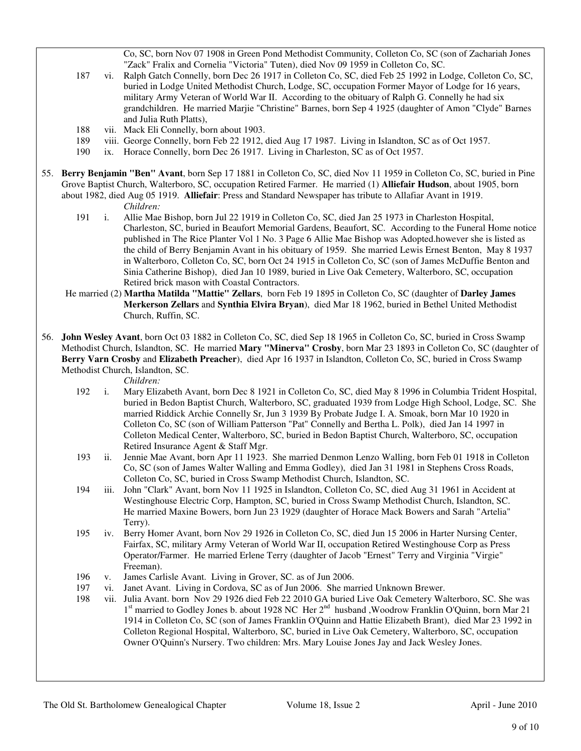Co, SC, born Nov 07 1908 in Green Pond Methodist Community, Colleton Co, SC (son of Zachariah Jones "Zack" Fralix and Cornelia "Victoria" Tuten), died Nov 09 1959 in Colleton Co, SC.

187 vi. Ralph Gatch Connelly, born Dec 26 1917 in Colleton Co, SC, died Feb 25 1992 in Lodge, Colleton Co, SC, buried in Lodge United Methodist Church, Lodge, SC, occupation Former Mayor of Lodge for 16 years, military Army Veteran of World War II. According to the obituary of Ralph G. Connelly he had six grandchildren. He married Marjie "Christine" Barnes, born Sep 4 1925 (daughter of Amon "Clyde" Barnes and Julia Ruth Platts),

188 vii. Mack Eli Connelly, born about 1903.

189 viii. George Connelly, born Feb 22 1912, died Aug 17 1987. Living in Islandton, SC as of Oct 1957.

190 ix. Horace Connelly, born Dec 26 1917. Living in Charleston, SC as of Oct 1957.

55. **Berry Benjamin "Ben" Avant**, born Sep 17 1881 in Colleton Co, SC, died Nov 11 1959 in Colleton Co, SC, buried in Pine Grove Baptist Church, Walterboro, SC, occupation Retired Farmer. He married (1) **Alliefair Hudson**, about 1905, born about 1982, died Aug 05 1919. **Alliefair**: Press and Standard Newspaper has tribute to Allafiar Avant in 1919.

*Children:*

191 i. Allie Mae Bishop, born Jul 22 1919 in Colleton Co, SC, died Jan 25 1973 in Charleston Hospital, Charleston, SC, buried in Beaufort Memorial Gardens, Beaufort, SC. According to the Funeral Home notice published in The Rice Planter Vol 1 No. 3 Page 6 Allie Mae Bishop was Adopted.however she is listed as the child of Berry Benjamin Avant in his obituary of 1959. She married Lewis Ernest Benton, May 8 1937 in Walterboro, Colleton Co, SC, born Oct 24 1915 in Colleton Co, SC (son of James McDuffie Benton and Sinia Catherine Bishop), died Jan 10 1989, buried in Live Oak Cemetery, Walterboro, SC, occupation Retired brick mason with Coastal Contractors.

He married (2) **Martha Matilda "Mattie" Zellars**, born Feb 19 1895 in Colleton Co, SC (daughter of **Darley James Merkerson Zellars** and **Synthia Elvira Bryan**), died Mar 18 1962, buried in Bethel United Methodist Church, Ruffin, SC.

56. **John Wesley Avant**, born Oct 03 1882 in Colleton Co, SC, died Sep 18 1965 in Colleton Co, SC, buried in Cross Swamp Methodist Church, Islandton, SC. He married **Mary "Minerva" Crosby**, born Mar 23 1893 in Colleton Co, SC (daughter of **Berry Varn Crosby** and **Elizabeth Preacher**), died Apr 16 1937 in Islandton, Colleton Co, SC, buried in Cross Swamp Methodist Church, Islandton, SC.

*Children:*

192 i. Mary Elizabeth Avant, born Dec 8 1921 in Colleton Co, SC, died May 8 1996 in Columbia Trident Hospital, buried in Bedon Baptist Church, Walterboro, SC, graduated 1939 from Lodge High School, Lodge, SC. She married Riddick Archie Connelly Sr, Jun 3 1939 By Probate Judge I. A. Smoak, born Mar 10 1920 in Colleton Co, SC (son of William Patterson "Pat" Connelly and Bertha L. Polk), died Jan 14 1997 in Colleton Medical Center, Walterboro, SC, buried in Bedon Baptist Church, Walterboro, SC, occupation Retired Insurance Agent & Staff Mgr.

193 ii. Jennie Mae Avant, born Apr 11 1923. She married Denmon Lenzo Walling, born Feb 01 1918 in Colleton Co, SC (son of James Walter Walling and Emma Godley), died Jan 31 1981 in Stephens Cross Roads, Colleton Co, SC, buried in Cross Swamp Methodist Church, Islandton, SC.

194 iii. John "Clark" Avant, born Nov 11 1925 in Islandton, Colleton Co, SC, died Aug 31 1961 in Accident at Westinghouse Electric Corp, Hampton, SC, buried in Cross Swamp Methodist Church, Islandton, SC. He married Maxine Bowers, born Jun 23 1929 (daughter of Horace Mack Bowers and Sarah "Artelia" Terry).

195 iv. Berry Homer Avant, born Nov 29 1926 in Colleton Co, SC, died Jun 15 2006 in Harter Nursing Center, Fairfax, SC, military Army Veteran of World War II, occupation Retired Westinghouse Corp as Press Operator/Farmer. He married Erlene Terry (daughter of Jacob "Ernest" Terry and Virginia "Virgie" Freeman).

196 v. James Carlisle Avant. Living in Grover, SC. as of Jun 2006.

197 vi. Janet Avant. Living in Cordova, SC as of Jun 2006. She married Unknown Brewer.

198 vii. Julia Avant. born Nov 29 1926 died Feb 22 2010 GA buried Live Oak Cemetery Walterboro, SC. She was 1st married to Godley Jones b. about 1928 NC Her 2nd husband ,Woodrow Franklin O'Quinn, born Mar 21 1914 in Colleton Co, SC (son of James Franklin O'Quinn and Hattie Elizabeth Brant), died Mar 23 1992 in Colleton Regional Hospital, Walterboro, SC, buried in Live Oak Cemetery, Walterboro, SC, occupation Owner O'Quinn's Nursery. Two children: Mrs. Mary Louise Jones Jay and Jack Wesley Jones.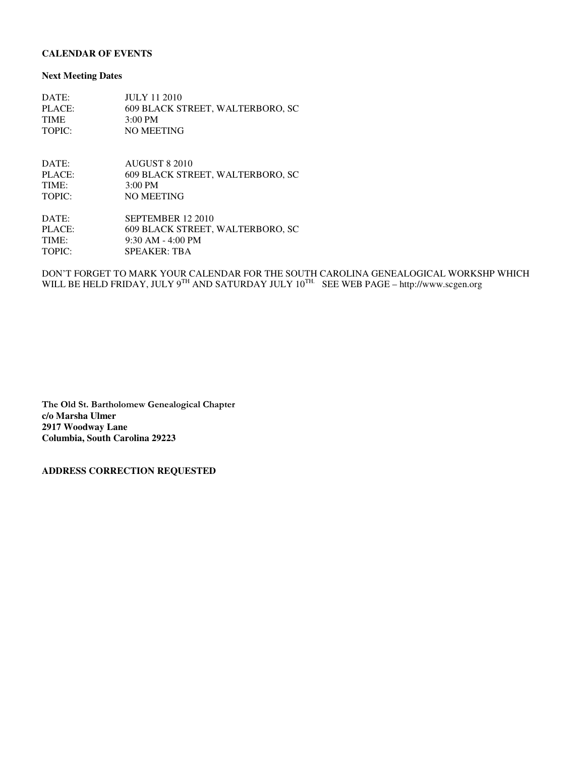**CALENDAR OF EVENTS**

**Next Meeting Dates**

DATE: JULY 11 2010
PLACE: 609 BLACK STREET, WALTERBORO, SC
TIME 3:00 PM
TOPIC: NO MEETING

DATE: AUGUST 8 2010
PLACE: 609 BLACK STREET, WALTERBORO, SC
TIME: 3:00 PM
TOPIC: NO MEETING

DATE: SEPTEMBER 12 2010
PLACE: 609 BLACK STREET, WALTERBORO, SC
TIME: 9:30 AM - 4:00 PM
TOPIC: SPEAKER: TBA

DON'T FORGET TO MARK YOUR CALENDAR FOR THE SOUTH CAROLINA GENEALOGICAL WORKSHP WHICH WILL BE HELD FRIDAY, JULY 9TH AND SATURDAY JULY 10TH. SEE WEB PAGE – http://www.scgen.org

**The Old St. Bartholomew Genealogical Chapter**
**c/o Marsha Ulmer**
**2917 Woodway Lane**
**Columbia, South Carolina 29223**

**ADDRESS CORRECTION REQUESTED**